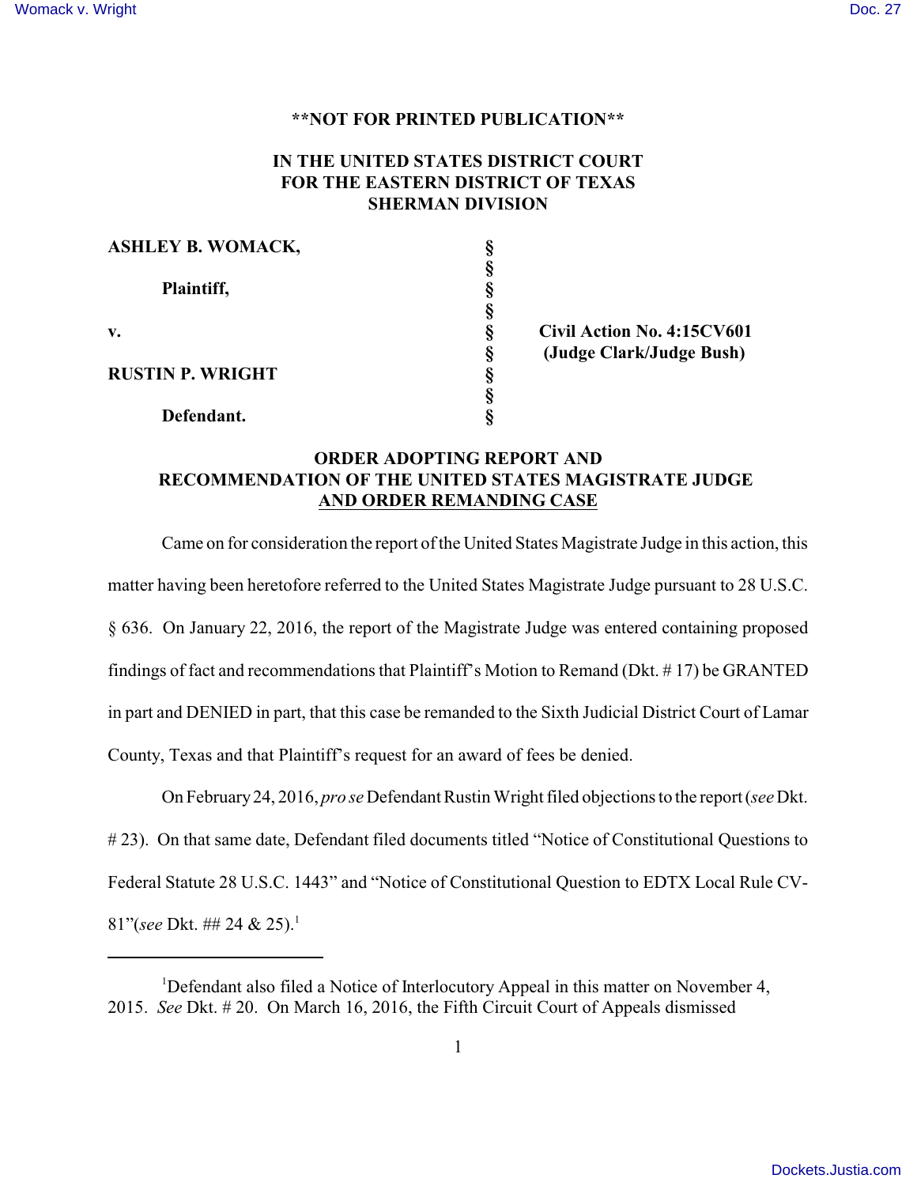**NOT FOR PRINTED PUBLICATION**

**IN THE UNITED STATES DISTRICT COURT**
**FOR THE EASTERN DISTRICT OF TEXAS**
**SHERMAN DIVISION**

| | | |
|---|---|---|
| **ASHLEY B. WOMACK,** | § | |
| | § | |
| **Plaintiff,** | § | |
| | § | |
| **v.** | § | **Civil Action No. 4:15CV601** |
| | § | **(Judge Clark/Judge Bush)** |
| **RUSTIN P. WRIGHT** | § | |
| | § | |
| **Defendant.** | § | |

**ORDER ADOPTING REPORT AND RECOMMENDATION OF THE UNITED STATES MAGISTRATE JUDGE AND ORDER REMANDING CASE**

Came on for consideration the report of the United States Magistrate Judge in this action, this matter having been heretofore referred to the United States Magistrate Judge pursuant to 28 U.S.C. § 636. On January 22, 2016, the report of the Magistrate Judge was entered containing proposed findings of fact and recommendations that Plaintiff's Motion to Remand (Dkt. # 17) be GRANTED in part and DENIED in part, that this case be remanded to the Sixth Judicial District Court of Lamar County, Texas and that Plaintiff's request for an award of fees be denied.

On February 24, 2016, *pro se* Defendant Rustin Wright filed objections to the report (*see* Dkt. # 23). On that same date, Defendant filed documents titled "Notice of Constitutional Questions to Federal Statute 28 U.S.C. 1443" and "Notice of Constitutional Question to EDTX Local Rule CV-81"(*see* Dkt. ## 24 & 25).[1]

[1] Defendant also filed a Notice of Interlocutory Appeal in this matter on November 4, 2015. *See* Dkt. # 20. On March 16, 2016, the Fifth Circuit Court of Appeals dismissed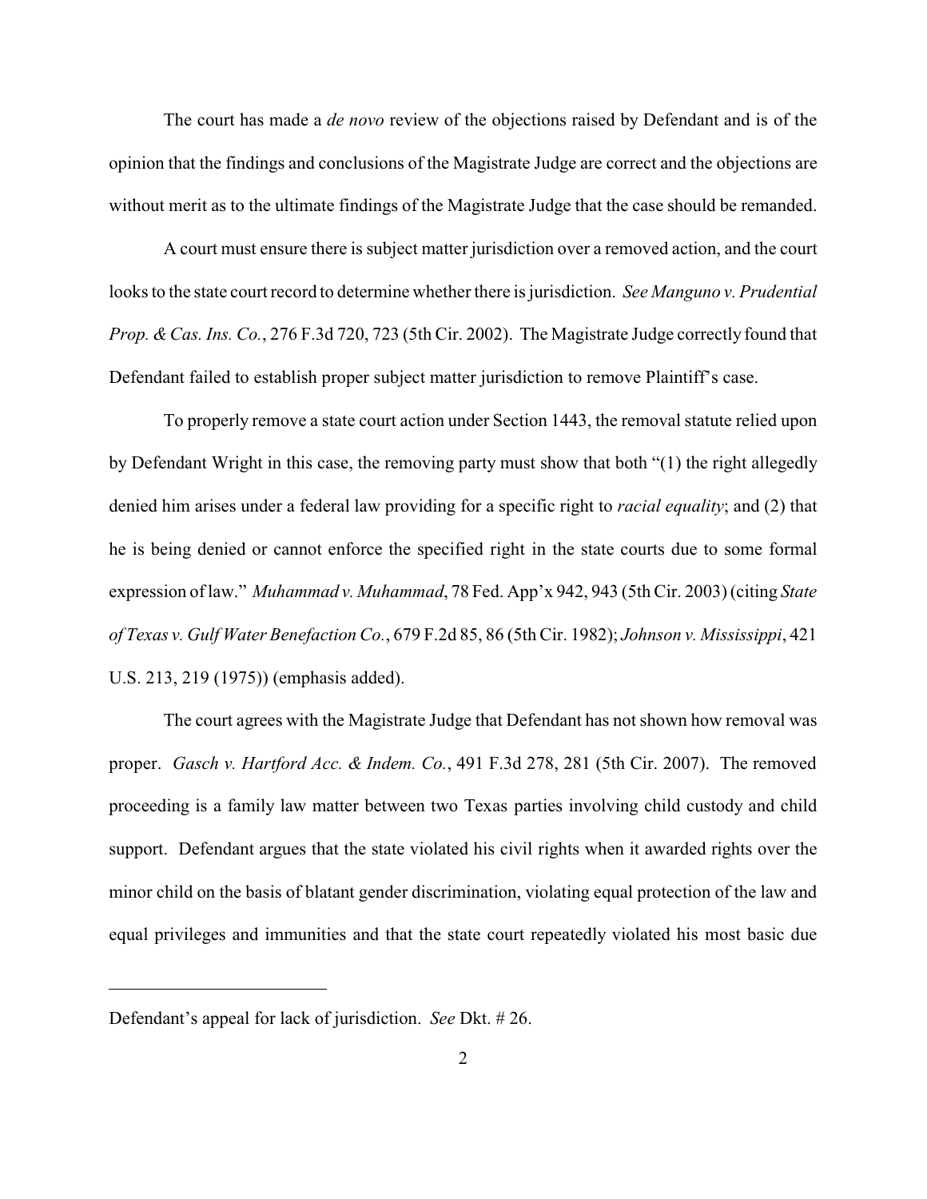The court has made a *de novo* review of the objections raised by Defendant and is of the opinion that the findings and conclusions of the Magistrate Judge are correct and the objections are without merit as to the ultimate findings of the Magistrate Judge that the case should be remanded.

A court must ensure there is subject matter jurisdiction over a removed action, and the court looks to the state court record to determine whether there is jurisdiction. *See Manguno v. Prudential Prop. & Cas. Ins. Co.*, 276 F.3d 720, 723 (5th Cir. 2002). The Magistrate Judge correctly found that Defendant failed to establish proper subject matter jurisdiction to remove Plaintiff's case.

To properly remove a state court action under Section 1443, the removal statute relied upon by Defendant Wright in this case, the removing party must show that both "(1) the right allegedly denied him arises under a federal law providing for a specific right to *racial equality*; and (2) that he is being denied or cannot enforce the specified right in the state courts due to some formal expression of law." *Muhammad v. Muhammad*, 78 Fed. App'x 942, 943 (5th Cir. 2003) (citing *State of Texas v. Gulf Water Benefaction Co.*, 679 F.2d 85, 86 (5th Cir. 1982); *Johnson v. Mississippi*, 421 U.S. 213, 219 (1975)) (emphasis added).

The court agrees with the Magistrate Judge that Defendant has not shown how removal was proper. *Gasch v. Hartford Acc. & Indem. Co.*, 491 F.3d 278, 281 (5th Cir. 2007). The removed proceeding is a family law matter between two Texas parties involving child custody and child support. Defendant argues that the state violated his civil rights when it awarded rights over the minor child on the basis of blatant gender discrimination, violating equal protection of the law and equal privileges and immunities and that the state court repeatedly violated his most basic due

---

Defendant's appeal for lack of jurisdiction. *See* Dkt. # 26.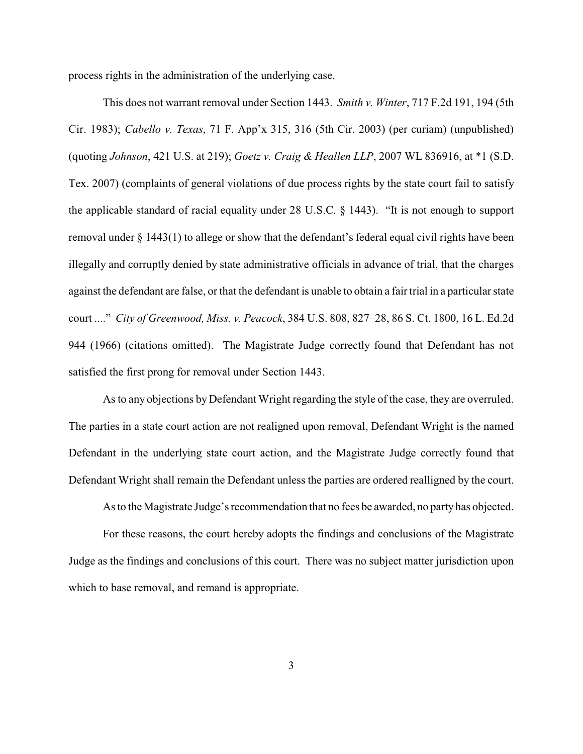process rights in the administration of the underlying case.

This does not warrant removal under Section 1443. *Smith v. Winter*, 717 F.2d 191, 194 (5th Cir. 1983); *Cabello v. Texas*, 71 F. App'x 315, 316 (5th Cir. 2003) (per curiam) (unpublished) (quoting *Johnson*, 421 U.S. at 219); *Goetz v. Craig & Heallen LLP*, 2007 WL 836916, at *1 (S.D. Tex. 2007) (complaints of general violations of due process rights by the state court fail to satisfy the applicable standard of racial equality under 28 U.S.C. § 1443). "It is not enough to support removal under § 1443(1) to allege or show that the defendant's federal equal civil rights have been illegally and corruptly denied by state administrative officials in advance of trial, that the charges against the defendant are false, or that the defendant is unable to obtain a fair trial in a particular state court ...." *City of Greenwood, Miss. v. Peacock*, 384 U.S. 808, 827–28, 86 S. Ct. 1800, 16 L. Ed.2d 944 (1966) (citations omitted). The Magistrate Judge correctly found that Defendant has not satisfied the first prong for removal under Section 1443.

As to any objections by Defendant Wright regarding the style of the case, they are overruled. The parties in a state court action are not realigned upon removal, Defendant Wright is the named Defendant in the underlying state court action, and the Magistrate Judge correctly found that Defendant Wright shall remain the Defendant unless the parties are ordered reallgned by the court.

As to the Magistrate Judge's recommendation that no fees be awarded, no party has objected.

For these reasons, the court hereby adopts the findings and conclusions of the Magistrate Judge as the findings and conclusions of this court. There was no subject matter jurisdiction upon which to base removal, and remand is appropriate.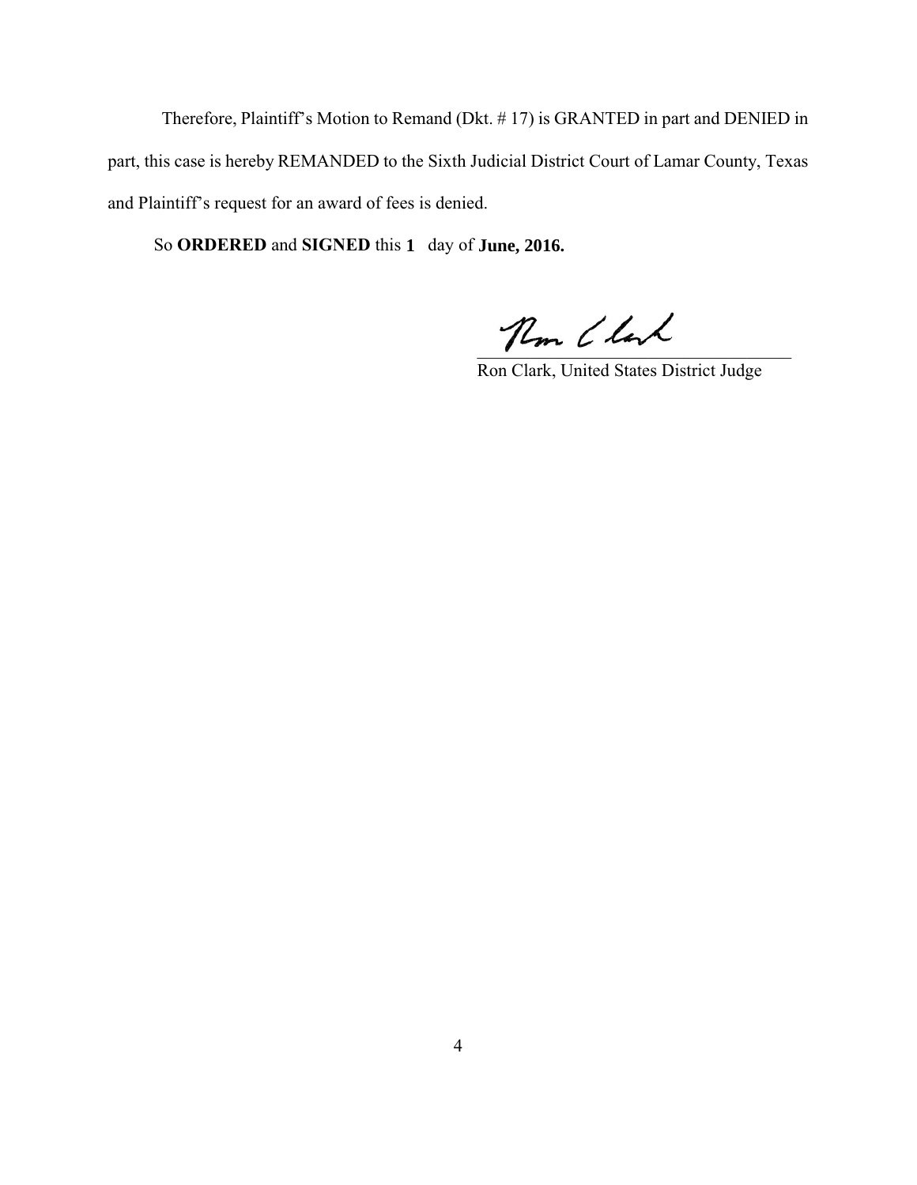Therefore, Plaintiff's Motion to Remand (Dkt. # 17) is GRANTED in part and DENIED in part, this case is hereby REMANDED to the Sixth Judicial District Court of Lamar County, Texas and Plaintiff's request for an award of fees is denied.

So **ORDERED** and **SIGNED** this **1** day of **June, 2016.**

Ron Clark, United States District Judge